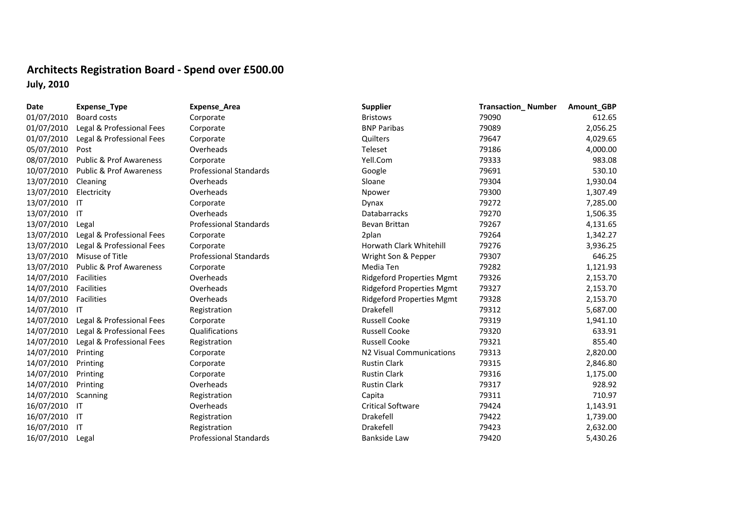# Architects Registration Board - Spend over £500.00

**July, 2010**

| Date | Expense_Type | Expense_Area | Supplier | Transaction_ Number | Amount_GBP |
|---|---|---|---|---|---|
| 01/07/2010 | Board costs | Corporate | Bristows | 79090 | 612.65 |
| 01/07/2010 | Legal & Professional Fees | Corporate | BNP Paribas | 79089 | 2,056.25 |
| 01/07/2010 | Legal & Professional Fees | Corporate | Quilters | 79647 | 4,029.65 |
| 05/07/2010 | Post | Overheads | Teleset | 79186 | 4,000.00 |
| 08/07/2010 | Public & Prof Awareness | Corporate | Yell.Com | 79333 | 983.08 |
| 10/07/2010 | Public & Prof Awareness | Professional Standards | Google | 79691 | 530.10 |
| 13/07/2010 | Cleaning | Overheads | Sloane | 79304 | 1,930.04 |
| 13/07/2010 | Electricity | Overheads | Npower | 79300 | 1,307.49 |
| 13/07/2010 | IT | Corporate | Dynax | 79272 | 7,285.00 |
| 13/07/2010 | IT | Overheads | Databarracks | 79270 | 1,506.35 |
| 13/07/2010 | Legal | Professional Standards | Bevan Brittan | 79267 | 4,131.65 |
| 13/07/2010 | Legal & Professional Fees | Corporate | 2plan | 79264 | 1,342.27 |
| 13/07/2010 | Legal & Professional Fees | Corporate | Horwath Clark Whitehill | 79276 | 3,936.25 |
| 13/07/2010 | Misuse of Title | Professional Standards | Wright Son & Pepper | 79307 | 646.25 |
| 13/07/2010 | Public & Prof Awareness | Corporate | Media Ten | 79282 | 1,121.93 |
| 14/07/2010 | Facilities | Overheads | Ridgeford Properties Mgmt | 79326 | 2,153.70 |
| 14/07/2010 | Facilities | Overheads | Ridgeford Properties Mgmt | 79327 | 2,153.70 |
| 14/07/2010 | Facilities | Overheads | Ridgeford Properties Mgmt | 79328 | 2,153.70 |
| 14/07/2010 | IT | Registration | Drakefell | 79312 | 5,687.00 |
| 14/07/2010 | Legal & Professional Fees | Corporate | Russell Cooke | 79319 | 1,941.10 |
| 14/07/2010 | Legal & Professional Fees | Qualifications | Russell Cooke | 79320 | 633.91 |
| 14/07/2010 | Legal & Professional Fees | Registration | Russell Cooke | 79321 | 855.40 |
| 14/07/2010 | Printing | Corporate | N2 Visual Communications | 79313 | 2,820.00 |
| 14/07/2010 | Printing | Corporate | Rustin Clark | 79315 | 2,846.80 |
| 14/07/2010 | Printing | Corporate | Rustin Clark | 79316 | 1,175.00 |
| 14/07/2010 | Printing | Overheads | Rustin Clark | 79317 | 928.92 |
| 14/07/2010 | Scanning | Registration | Capita | 79311 | 710.97 |
| 16/07/2010 | IT | Overheads | Critical Software | 79424 | 1,143.91 |
| 16/07/2010 | IT | Registration | Drakefell | 79422 | 1,739.00 |
| 16/07/2010 | IT | Registration | Drakefell | 79423 | 2,632.00 |
| 16/07/2010 | Legal | Professional Standards | Bankside Law | 79420 | 5,430.26 |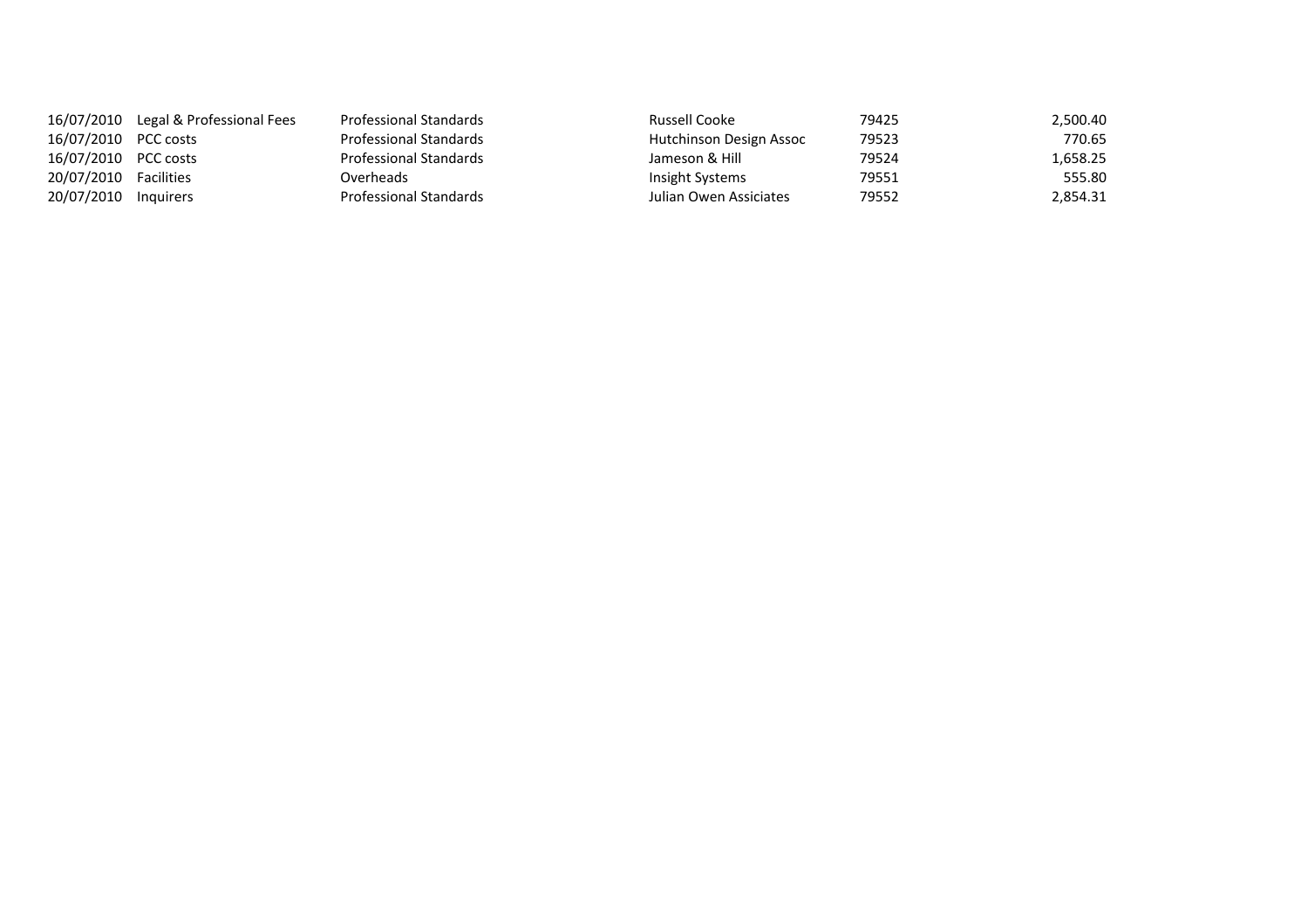| | | | | | |
|---|---|---|---|---|---|
| 16/07/2010 | Legal & Professional Fees | Professional Standards | Russell Cooke | 79425 | 2,500.40 |
| 16/07/2010 | PCC costs | Professional Standards | Hutchinson Design Assoc | 79523 | 770.65 |
| 16/07/2010 | PCC costs | Professional Standards | Jameson & Hill | 79524 | 1,658.25 |
| 20/07/2010 | Facilities | Overheads | Insight Systems | 79551 | 555.80 |
| 20/07/2010 | Inquirers | Professional Standards | Julian Owen Assiciates | 79552 | 2,854.31 |